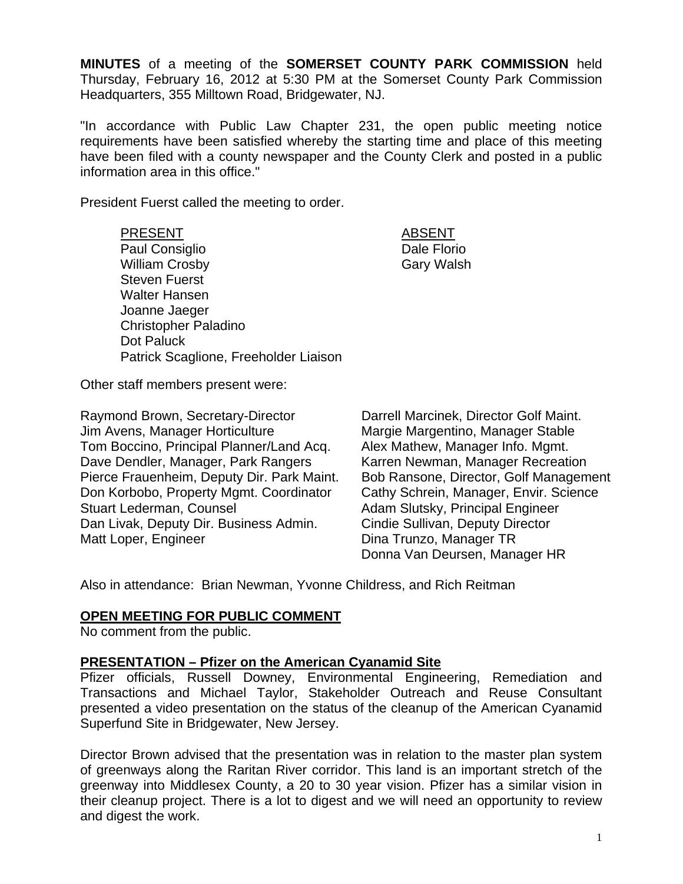**MINUTES** of a meeting of the **SOMERSET COUNTY PARK COMMISSION** held Thursday, February 16, 2012 at 5:30 PM at the Somerset County Park Commission Headquarters, 355 Milltown Road, Bridgewater, NJ.

"In accordance with Public Law Chapter 231, the open public meeting notice requirements have been satisfied whereby the starting time and place of this meeting have been filed with a county newspaper and the County Clerk and posted in a public information area in this office."

President Fuerst called the meeting to order.

| PRESENT | ABSENT |
|---|---|
| Paul Consiglio | Dale Florio |
| William Crosby | Gary Walsh |
| Steven Fuerst | |
| Walter Hansen | |
| Joanne Jaeger | |
| Christopher Paladino | |
| Dot Paluck | |
| Patrick Scaglione, Freeholder Liaison | |

Other staff members present were:

Raymond Brown, Secretary-Director
Jim Avens, Manager Horticulture
Tom Boccino, Principal Planner/Land Acq.
Dave Dendler, Manager, Park Rangers
Pierce Frauenheim, Deputy Dir. Park Maint.
Don Korbobo, Property Mgmt. Coordinator
Stuart Lederman, Counsel
Dan Livak, Deputy Dir. Business Admin.
Matt Loper, Engineer
Darrell Marcinek, Director Golf Maint.
Margie Margentino, Manager Stable
Alex Mathew, Manager Info. Mgmt.
Karren Newman, Manager Recreation
Bob Ransone, Director, Golf Management
Cathy Schrein, Manager, Envir. Science
Adam Slutsky, Principal Engineer
Cindie Sullivan, Deputy Director
Dina Trunzo, Manager TR
Donna Van Deursen, Manager HR

Also in attendance: Brian Newman, Yvonne Childress, and Rich Reitman

## OPEN MEETING FOR PUBLIC COMMENT

No comment from the public.

## PRESENTATION – Pfizer on the American Cyanamid Site

Pfizer officials, Russell Downey, Environmental Engineering, Remediation and Transactions and Michael Taylor, Stakeholder Outreach and Reuse Consultant presented a video presentation on the status of the cleanup of the American Cyanamid Superfund Site in Bridgewater, New Jersey.

Director Brown advised that the presentation was in relation to the master plan system of greenways along the Raritan River corridor. This land is an important stretch of the greenway into Middlesex County, a 20 to 30 year vision. Pfizer has a similar vision in their cleanup project. There is a lot to digest and we will need an opportunity to review and digest the work.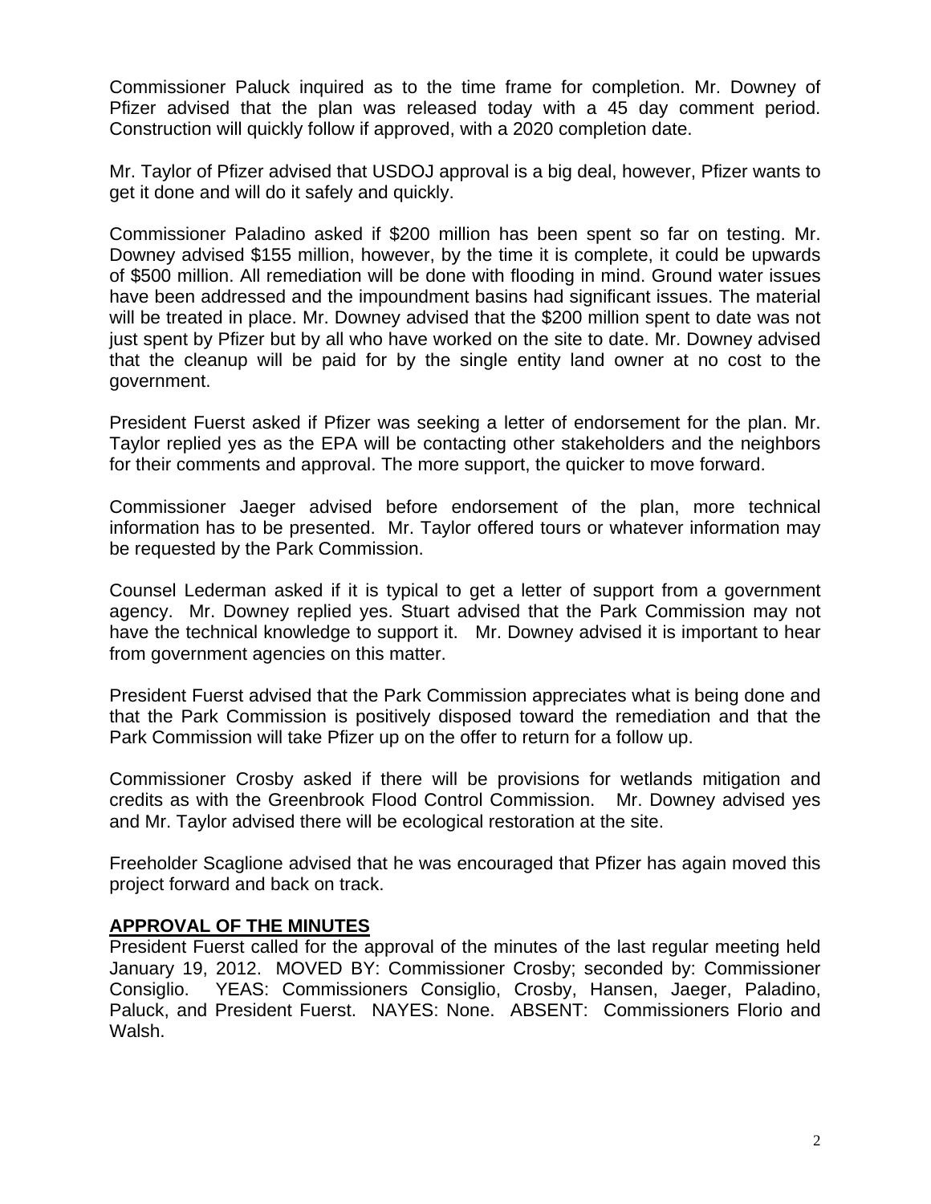Commissioner Paluck inquired as to the time frame for completion. Mr. Downey of Pfizer advised that the plan was released today with a 45 day comment period. Construction will quickly follow if approved, with a 2020 completion date.

Mr. Taylor of Pfizer advised that USDOJ approval is a big deal, however, Pfizer wants to get it done and will do it safely and quickly.

Commissioner Paladino asked if $200 million has been spent so far on testing. Mr. Downey advised $155 million, however, by the time it is complete, it could be upwards of $500 million. All remediation will be done with flooding in mind. Ground water issues have been addressed and the impoundment basins had significant issues. The material will be treated in place. Mr. Downey advised that the $200 million spent to date was not just spent by Pfizer but by all who have worked on the site to date. Mr. Downey advised that the cleanup will be paid for by the single entity land owner at no cost to the government.

President Fuerst asked if Pfizer was seeking a letter of endorsement for the plan. Mr. Taylor replied yes as the EPA will be contacting other stakeholders and the neighbors for their comments and approval. The more support, the quicker to move forward.

Commissioner Jaeger advised before endorsement of the plan, more technical information has to be presented. Mr. Taylor offered tours or whatever information may be requested by the Park Commission.

Counsel Lederman asked if it is typical to get a letter of support from a government agency. Mr. Downey replied yes. Stuart advised that the Park Commission may not have the technical knowledge to support it. Mr. Downey advised it is important to hear from government agencies on this matter.

President Fuerst advised that the Park Commission appreciates what is being done and that the Park Commission is positively disposed toward the remediation and that the Park Commission will take Pfizer up on the offer to return for a follow up.

Commissioner Crosby asked if there will be provisions for wetlands mitigation and credits as with the Greenbrook Flood Control Commission. Mr. Downey advised yes and Mr. Taylor advised there will be ecological restoration at the site.

Freeholder Scaglione advised that he was encouraged that Pfizer has again moved this project forward and back on track.

**APPROVAL OF THE MINUTES**

President Fuerst called for the approval of the minutes of the last regular meeting held January 19, 2012. MOVED BY: Commissioner Crosby; seconded by: Commissioner Consiglio. YEAS: Commissioners Consiglio, Crosby, Hansen, Jaeger, Paladino, Paluck, and President Fuerst. NAYES: None. ABSENT: Commissioners Florio and Walsh.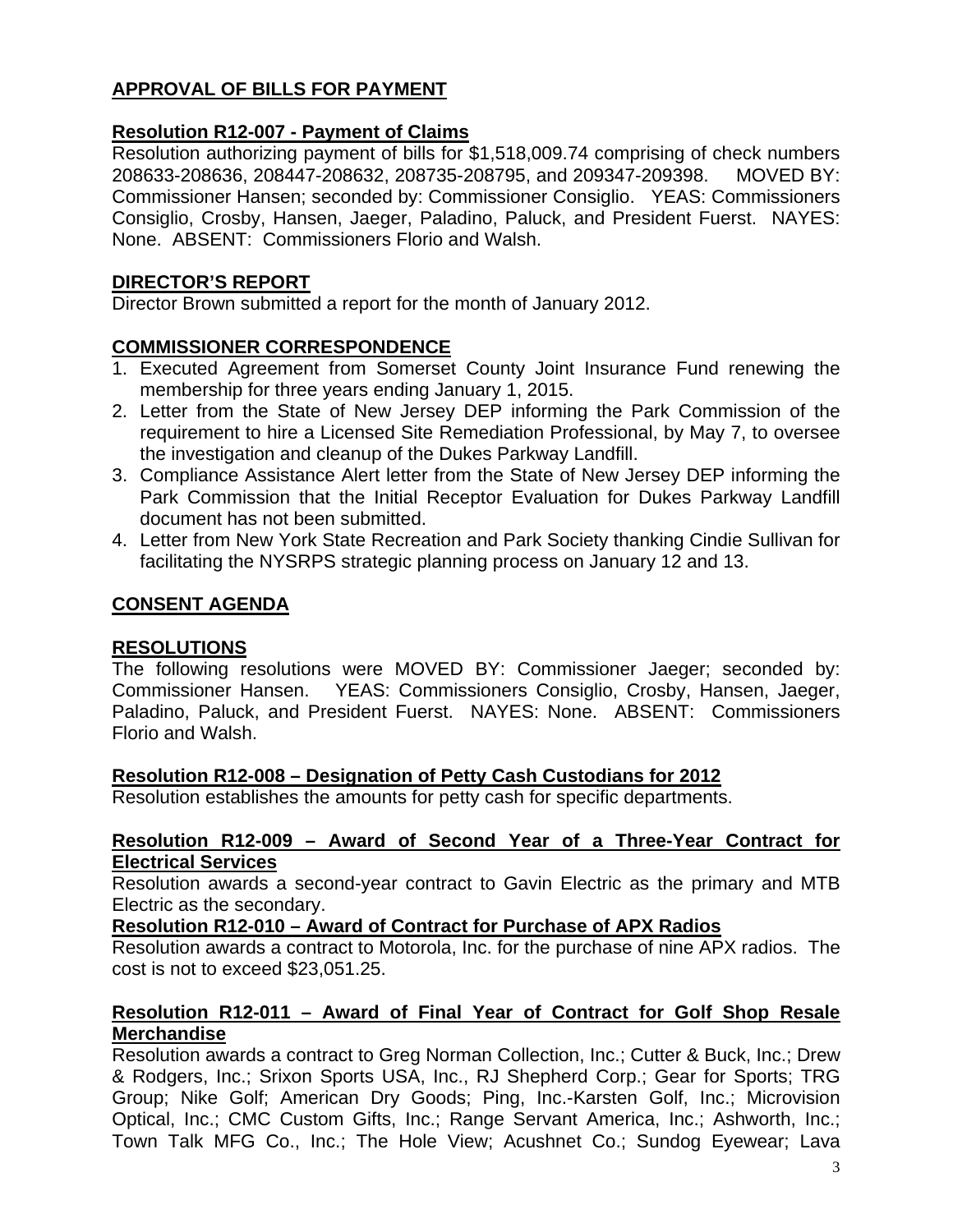## APPROVAL OF BILLS FOR PAYMENT

### Resolution R12-007 - Payment of Claims

Resolution authorizing payment of bills for $1,518,009.74 comprising of check numbers 208633-208636, 208447-208632, 208735-208795, and 209347-209398. MOVED BY: Commissioner Hansen; seconded by: Commissioner Consiglio. YEAS: Commissioners Consiglio, Crosby, Hansen, Jaeger, Paladino, Paluck, and President Fuerst. NAYES: None. ABSENT: Commissioners Florio and Walsh.

## DIRECTOR'S REPORT

Director Brown submitted a report for the month of January 2012.

## COMMISSIONER CORRESPONDENCE

1. Executed Agreement from Somerset County Joint Insurance Fund renewing the membership for three years ending January 1, 2015.
2. Letter from the State of New Jersey DEP informing the Park Commission of the requirement to hire a Licensed Site Remediation Professional, by May 7, to oversee the investigation and cleanup of the Dukes Parkway Landfill.
3. Compliance Assistance Alert letter from the State of New Jersey DEP informing the Park Commission that the Initial Receptor Evaluation for Dukes Parkway Landfill document has not been submitted.
4. Letter from New York State Recreation and Park Society thanking Cindie Sullivan for facilitating the NYSRPS strategic planning process on January 12 and 13.

## CONSENT AGENDA

## RESOLUTIONS

The following resolutions were MOVED BY: Commissioner Jaeger; seconded by: Commissioner Hansen. YEAS: Commissioners Consiglio, Crosby, Hansen, Jaeger, Paladino, Paluck, and President Fuerst. NAYES: None. ABSENT: Commissioners Florio and Walsh.

### Resolution R12-008 – Designation of Petty Cash Custodians for 2012

Resolution establishes the amounts for petty cash for specific departments.

### Resolution R12-009 – Award of Second Year of a Three-Year Contract for Electrical Services

Resolution awards a second-year contract to Gavin Electric as the primary and MTB Electric as the secondary.

### Resolution R12-010 – Award of Contract for Purchase of APX Radios

Resolution awards a contract to Motorola, Inc. for the purchase of nine APX radios. The cost is not to exceed $23,051.25.

### Resolution R12-011 – Award of Final Year of Contract for Golf Shop Resale Merchandise

Resolution awards a contract to Greg Norman Collection, Inc.; Cutter & Buck, Inc.; Drew & Rodgers, Inc.; Srixon Sports USA, Inc., RJ Shepherd Corp.; Gear for Sports; TRG Group; Nike Golf; American Dry Goods; Ping, Inc.-Karsten Golf, Inc.; Microvision Optical, Inc.; CMC Custom Gifts, Inc.; Range Servant America, Inc.; Ashworth, Inc.; Town Talk MFG Co., Inc.; The Hole View; Acushnet Co.; Sundog Eyewear; Lava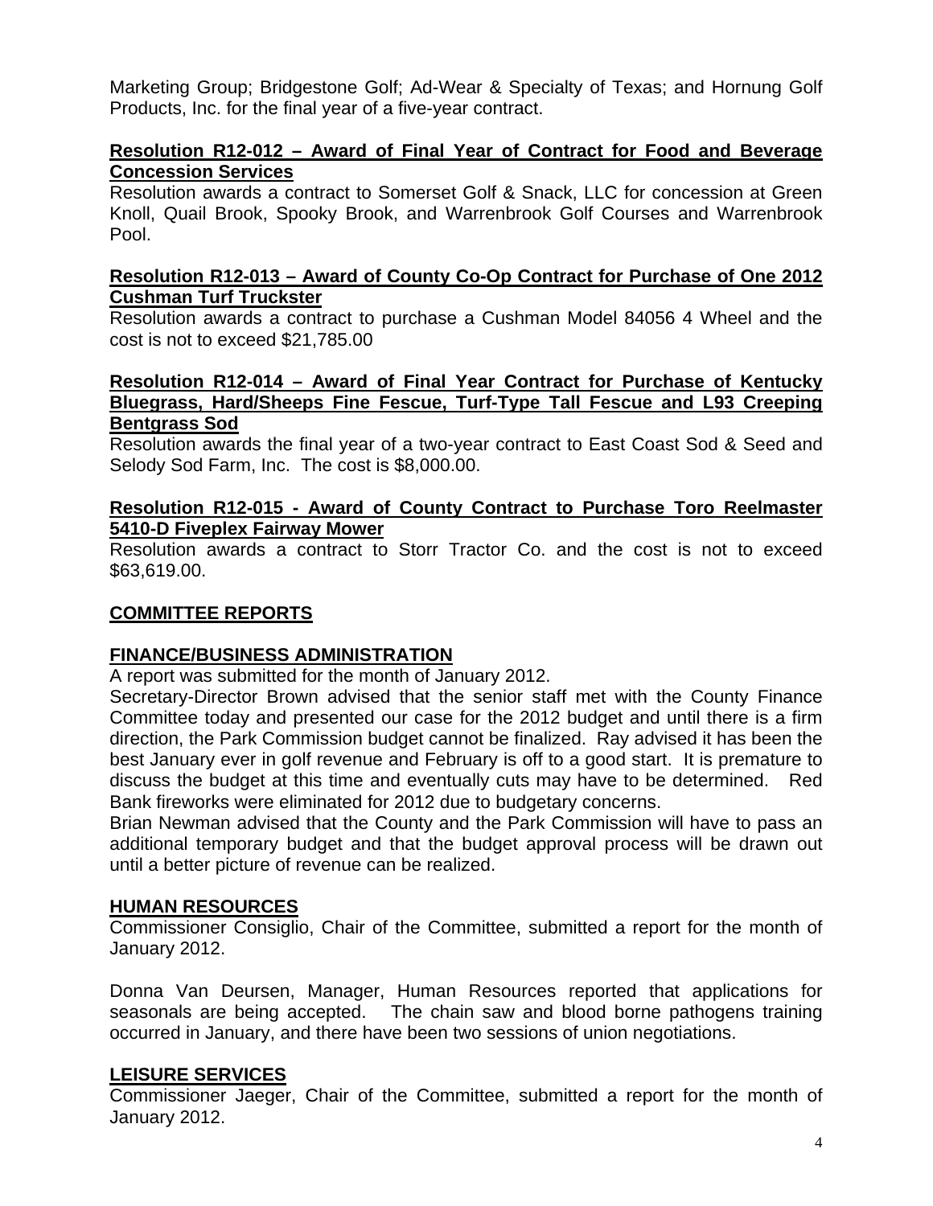Marketing Group; Bridgestone Golf; Ad-Wear & Specialty of Texas; and Hornung Golf Products, Inc. for the final year of a five-year contract.

**Resolution R12-012 – Award of Final Year of Contract for Food and Beverage Concession Services**

Resolution awards a contract to Somerset Golf & Snack, LLC for concession at Green Knoll, Quail Brook, Spooky Brook, and Warrenbrook Golf Courses and Warrenbrook Pool.

**Resolution R12-013 – Award of County Co-Op Contract for Purchase of One 2012 Cushman Turf Truckster**

Resolution awards a contract to purchase a Cushman Model 84056 4 Wheel and the cost is not to exceed $21,785.00

**Resolution R12-014 – Award of Final Year Contract for Purchase of Kentucky Bluegrass, Hard/Sheeps Fine Fescue, Turf-Type Tall Fescue and L93 Creeping Bentgrass Sod**

Resolution awards the final year of a two-year contract to East Coast Sod & Seed and Selody Sod Farm, Inc. The cost is $8,000.00.

**Resolution R12-015 - Award of County Contract to Purchase Toro Reelmaster 5410-D Fiveplex Fairway Mower**

Resolution awards a contract to Storr Tractor Co. and the cost is not to exceed $63,619.00.

## COMMITTEE REPORTS

### FINANCE/BUSINESS ADMINISTRATION

A report was submitted for the month of January 2012.

Secretary-Director Brown advised that the senior staff met with the County Finance Committee today and presented our case for the 2012 budget and until there is a firm direction, the Park Commission budget cannot be finalized. Ray advised it has been the best January ever in golf revenue and February is off to a good start. It is premature to discuss the budget at this time and eventually cuts may have to be determined. Red Bank fireworks were eliminated for 2012 due to budgetary concerns.

Brian Newman advised that the County and the Park Commission will have to pass an additional temporary budget and that the budget approval process will be drawn out until a better picture of revenue can be realized.

### HUMAN RESOURCES

Commissioner Consiglio, Chair of the Committee, submitted a report for the month of January 2012.

Donna Van Deursen, Manager, Human Resources reported that applications for seasonals are being accepted. The chain saw and blood borne pathogens training occurred in January, and there have been two sessions of union negotiations.

### LEISURE SERVICES

Commissioner Jaeger, Chair of the Committee, submitted a report for the month of January 2012.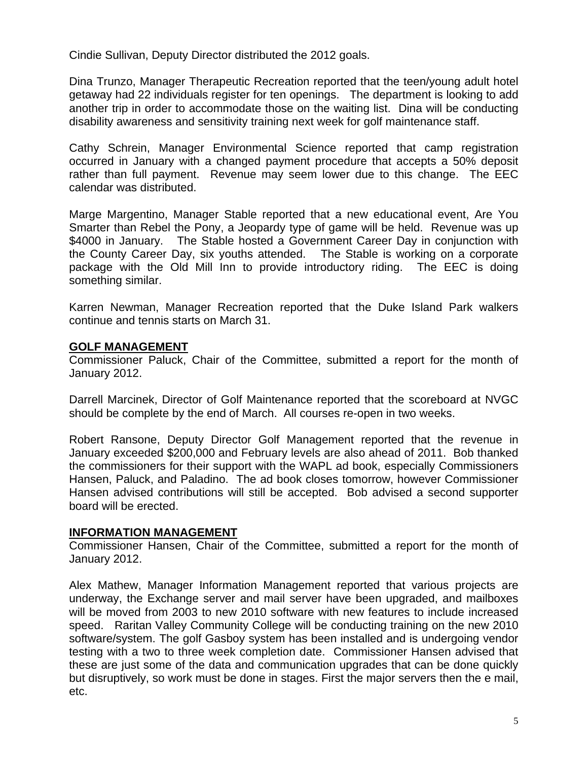Cindie Sullivan, Deputy Director distributed the 2012 goals.

Dina Trunzo, Manager Therapeutic Recreation reported that the teen/young adult hotel getaway had 22 individuals register for ten openings. The department is looking to add another trip in order to accommodate those on the waiting list. Dina will be conducting disability awareness and sensitivity training next week for golf maintenance staff.

Cathy Schrein, Manager Environmental Science reported that camp registration occurred in January with a changed payment procedure that accepts a 50% deposit rather than full payment. Revenue may seem lower due to this change. The EEC calendar was distributed.

Marge Margentino, Manager Stable reported that a new educational event, Are You Smarter than Rebel the Pony, a Jeopardy type of game will be held. Revenue was up $4000 in January. The Stable hosted a Government Career Day in conjunction with the County Career Day, six youths attended. The Stable is working on a corporate package with the Old Mill Inn to provide introductory riding. The EEC is doing something similar.

Karren Newman, Manager Recreation reported that the Duke Island Park walkers continue and tennis starts on March 31.

## GOLF MANAGEMENT

Commissioner Paluck, Chair of the Committee, submitted a report for the month of January 2012.

Darrell Marcinek, Director of Golf Maintenance reported that the scoreboard at NVGC should be complete by the end of March. All courses re-open in two weeks.

Robert Ransone, Deputy Director Golf Management reported that the revenue in January exceeded $200,000 and February levels are also ahead of 2011. Bob thanked the commissioners for their support with the WAPL ad book, especially Commissioners Hansen, Paluck, and Paladino. The ad book closes tomorrow, however Commissioner Hansen advised contributions will still be accepted. Bob advised a second supporter board will be erected.

## INFORMATION MANAGEMENT

Commissioner Hansen, Chair of the Committee, submitted a report for the month of January 2012.

Alex Mathew, Manager Information Management reported that various projects are underway, the Exchange server and mail server have been upgraded, and mailboxes will be moved from 2003 to new 2010 software with new features to include increased speed. Raritan Valley Community College will be conducting training on the new 2010 software/system. The golf Gasboy system has been installed and is undergoing vendor testing with a two to three week completion date. Commissioner Hansen advised that these are just some of the data and communication upgrades that can be done quickly but disruptively, so work must be done in stages. First the major servers then the e mail, etc.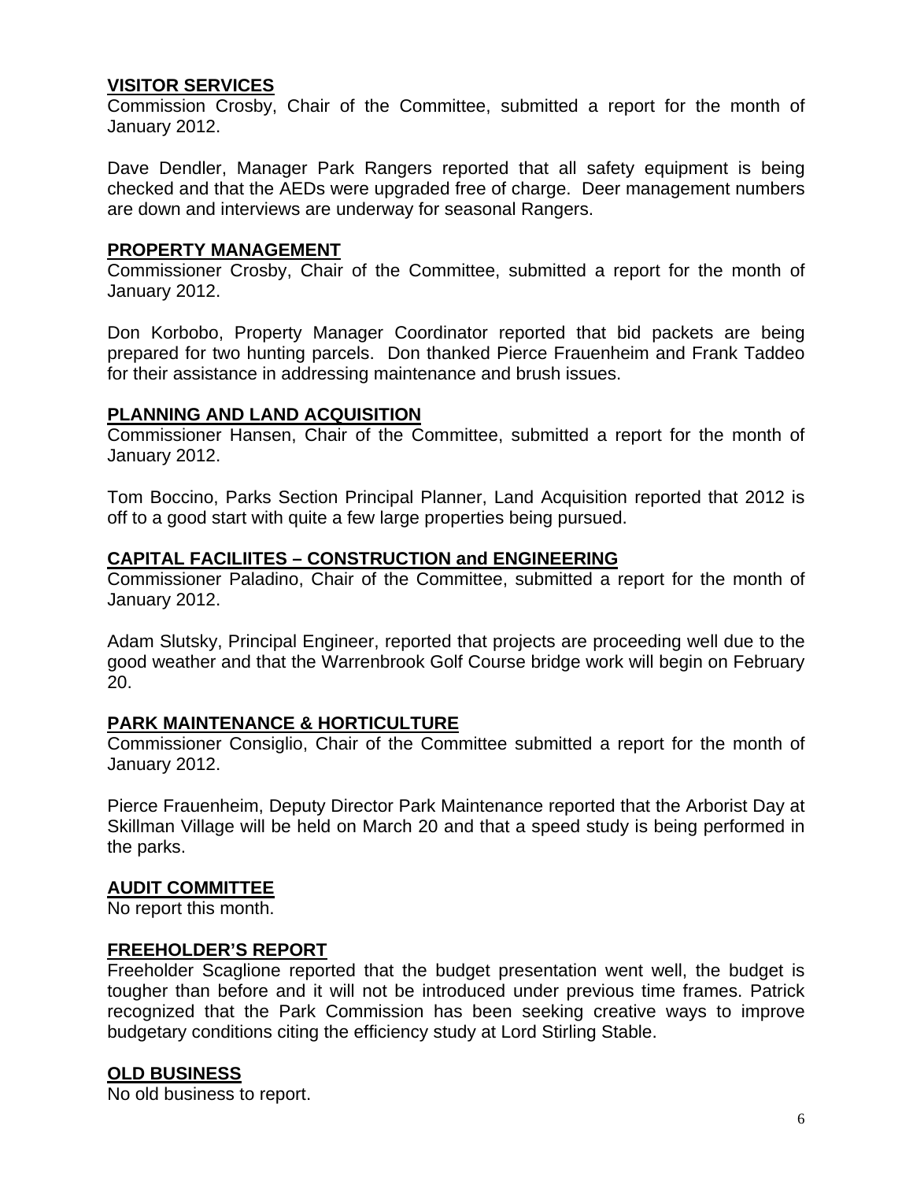**VISITOR SERVICES**

Commission Crosby, Chair of the Committee, submitted a report for the month of January 2012.

Dave Dendler, Manager Park Rangers reported that all safety equipment is being checked and that the AEDs were upgraded free of charge. Deer management numbers are down and interviews are underway for seasonal Rangers.

**PROPERTY MANAGEMENT**

Commissioner Crosby, Chair of the Committee, submitted a report for the month of January 2012.

Don Korbobo, Property Manager Coordinator reported that bid packets are being prepared for two hunting parcels. Don thanked Pierce Frauenheim and Frank Taddeo for their assistance in addressing maintenance and brush issues.

**PLANNING AND LAND ACQUISITION**

Commissioner Hansen, Chair of the Committee, submitted a report for the month of January 2012.

Tom Boccino, Parks Section Principal Planner, Land Acquisition reported that 2012 is off to a good start with quite a few large properties being pursued.

**CAPITAL FACILIITES – CONSTRUCTION and ENGINEERING**

Commissioner Paladino, Chair of the Committee, submitted a report for the month of January 2012.

Adam Slutsky, Principal Engineer, reported that projects are proceeding well due to the good weather and that the Warrenbrook Golf Course bridge work will begin on February 20.

**PARK MAINTENANCE & HORTICULTURE**

Commissioner Consiglio, Chair of the Committee submitted a report for the month of January 2012.

Pierce Frauenheim, Deputy Director Park Maintenance reported that the Arborist Day at Skillman Village will be held on March 20 and that a speed study is being performed in the parks.

**AUDIT COMMITTEE**

No report this month.

**FREEHOLDER'S REPORT**

Freeholder Scaglione reported that the budget presentation went well, the budget is tougher than before and it will not be introduced under previous time frames. Patrick recognized that the Park Commission has been seeking creative ways to improve budgetary conditions citing the efficiency study at Lord Stirling Stable.

**OLD BUSINESS**

No old business to report.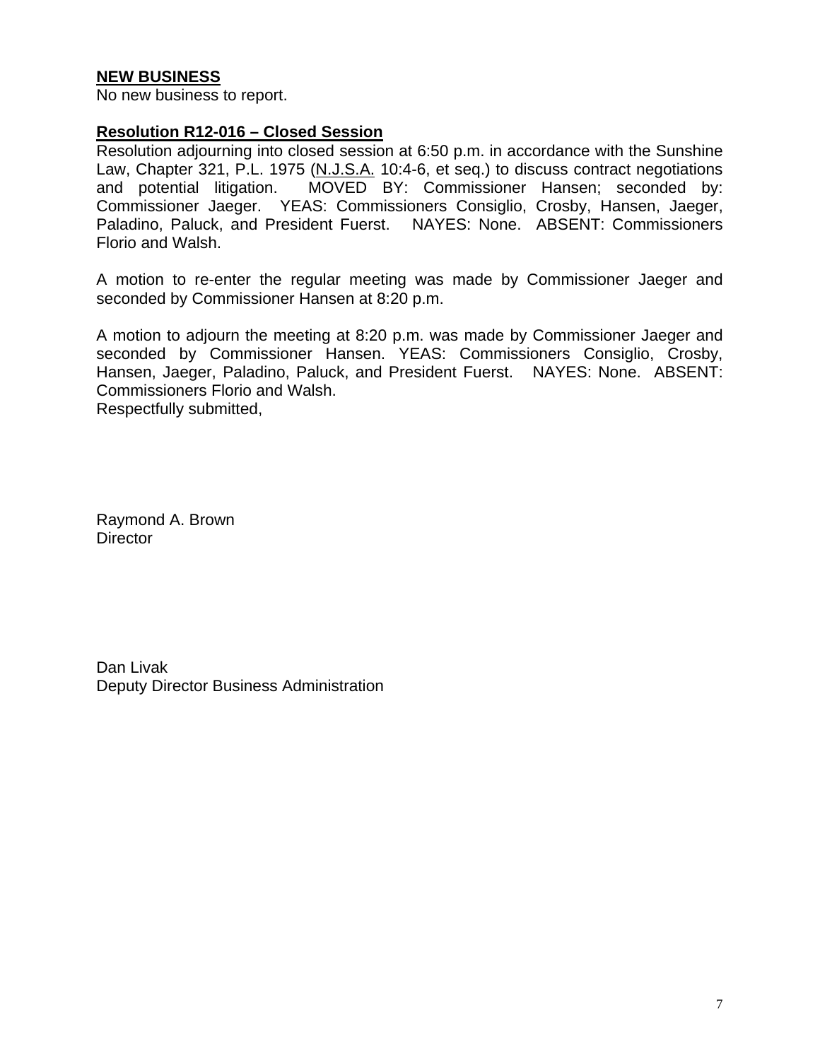**NEW BUSINESS**
No new business to report.

**Resolution R12-016 – Closed Session**
Resolution adjourning into closed session at 6:50 p.m. in accordance with the Sunshine Law, Chapter 321, P.L. 1975 (N.J.S.A. 10:4-6, et seq.) to discuss contract negotiations and potential litigation. MOVED BY: Commissioner Hansen; seconded by: Commissioner Jaeger. YEAS: Commissioners Consiglio, Crosby, Hansen, Jaeger, Paladino, Paluck, and President Fuerst. NAYES: None. ABSENT: Commissioners Florio and Walsh.

A motion to re-enter the regular meeting was made by Commissioner Jaeger and seconded by Commissioner Hansen at 8:20 p.m.

A motion to adjourn the meeting at 8:20 p.m. was made by Commissioner Jaeger and seconded by Commissioner Hansen. YEAS: Commissioners Consiglio, Crosby, Hansen, Jaeger, Paladino, Paluck, and President Fuerst. NAYES: None. ABSENT: Commissioners Florio and Walsh.
Respectfully submitted,

Raymond A. Brown
Director

Dan Livak
Deputy Director Business Administration